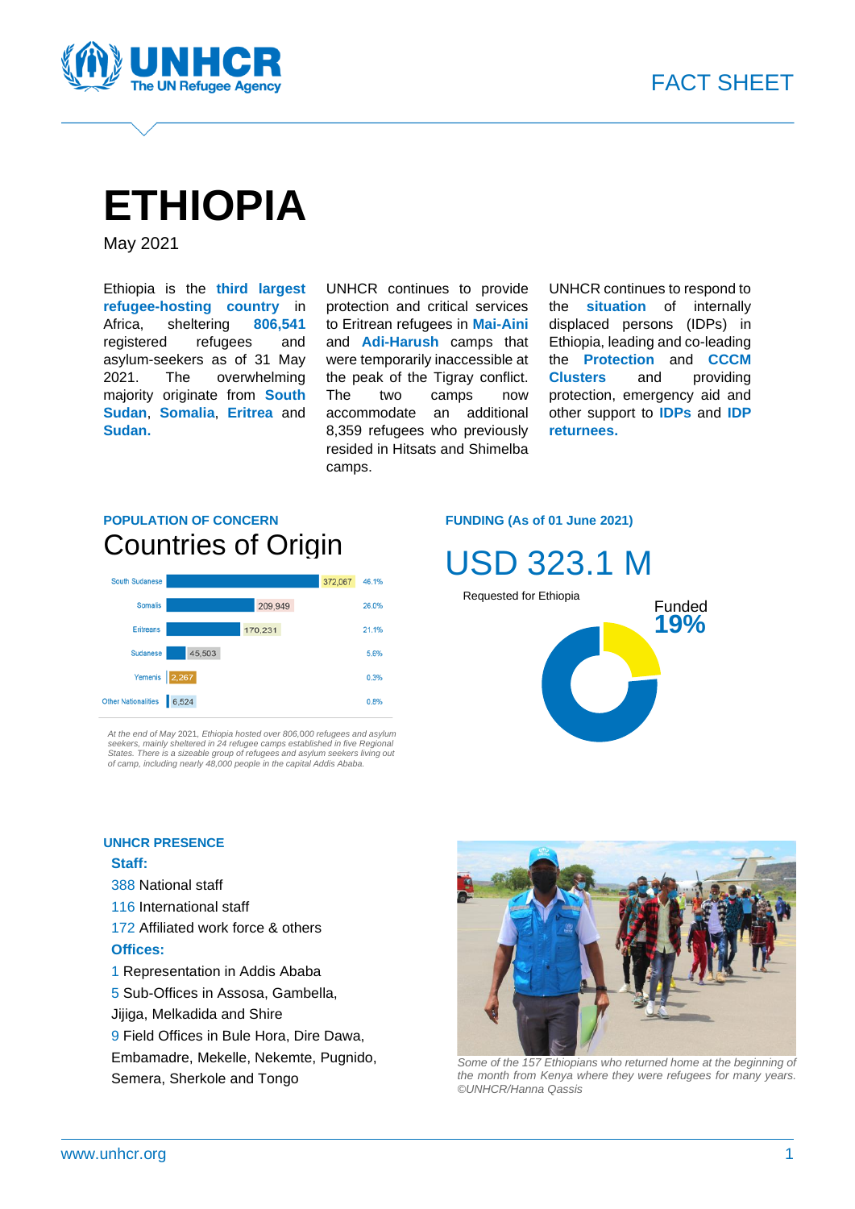FACT SHEET

# ETHIOPIA

May 2021

Ethiopia is the **third largest refugee-hosting country** in Africa, sheltering **806,541** registered refugees and asylum-seekers as of 31 May 2021. The overwhelming majority originate from **South Sudan**, **Somalia**, **Eritrea** and **Sudan.**

UNHCR continues to provide protection and critical services to Eritrean refugees in **Mai-Aini** and **Adi-Harush** camps that were temporarily inaccessible at the peak of the Tigray conflict. The two camps now accommodate an additional 8,359 refugees who previously resided in Hitsats and Shimelba camps.

UNHCR continues to respond to the **situation** of internally displaced persons (IDPs) in Ethiopia, leading and co-leading the **Protection** and **CCCM Clusters** and providing protection, emergency aid and other support to **IDPs** and **IDP returnees.**

**POPULATION OF CONCERN**

## Countries of Origin

| Nationality | Number | Percentage |
|---|---|---|
| South Sudanese | 372,067 | 46.1% |
| Somalis | 209,949 | 26.0% |
| Eritreans | 170,231 | 21.1% |
| Sudanese | 45,503 | 5.6% |
| Yemenis | 2,267 | 0.3% |
| Other Nationalities | 6,524 | 0.8% |

*At the end of May 2021, Ethiopia hosted over 806,000 refugees and asylum seekers, mainly sheltered in 24 refugee camps established in five Regional States. There is a sizeable group of refugees and asylum seekers living out of camp, including nearly 48,000 people in the capital Addis Ababa.*

**FUNDING (As of 01 June 2021)**

## USD 323.1 M

Requested for Ethiopia

Funded **19%**

**UNHCR PRESENCE**

**Staff:**

388 National staff

116 International staff

172 Affiliated work force & others

**Offices:**

1 Representation in Addis Ababa

5 Sub-Offices in Assosa, Gambella, Jijiga, Melkadida and Shire

9 Field Offices in Bule Hora, Dire Dawa, Embamadre, Mekelle, Nekemte, Pugnido, Semera, Sherkole and Tongo

*Some of the 157 Ethiopians who returned home at the beginning of the month from Kenya where they were refugees for many years. ©UNHCR/Hanna Qassis*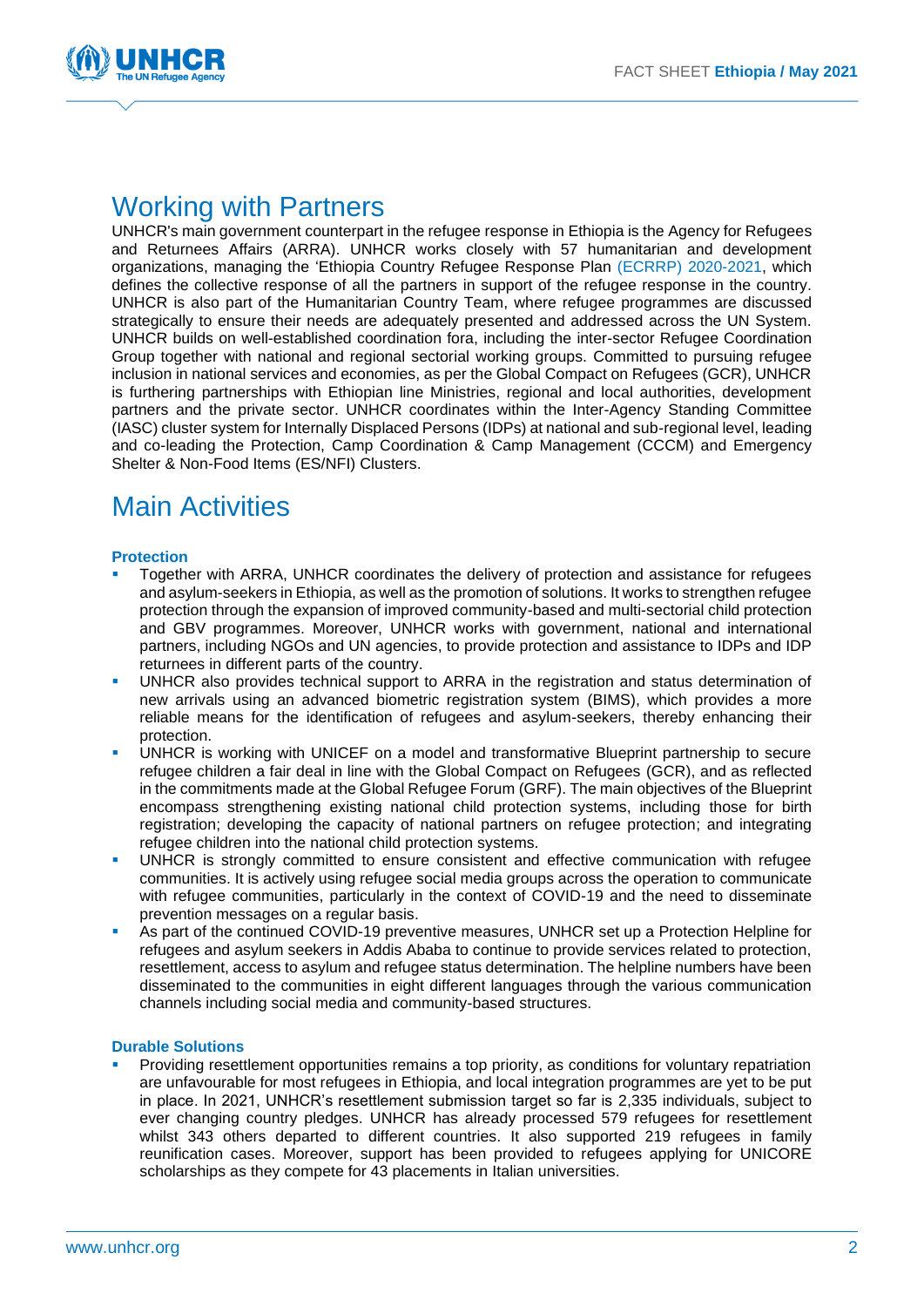## Working with Partners

UNHCR's main government counterpart in the refugee response in Ethiopia is the Agency for Refugees and Returnees Affairs (ARRA). UNHCR works closely with 57 humanitarian and development organizations, managing the 'Ethiopia Country Refugee Response Plan (ECRRP) 2020-2021, which defines the collective response of all the partners in support of the refugee response in the country. UNHCR is also part of the Humanitarian Country Team, where refugee programmes are discussed strategically to ensure their needs are adequately presented and addressed across the UN System. UNHCR builds on well-established coordination fora, including the inter-sector Refugee Coordination Group together with national and regional sectorial working groups. Committed to pursuing refugee inclusion in national services and economies, as per the Global Compact on Refugees (GCR), UNHCR is furthering partnerships with Ethiopian line Ministries, regional and local authorities, development partners and the private sector. UNHCR coordinates within the Inter-Agency Standing Committee (IASC) cluster system for Internally Displaced Persons (IDPs) at national and sub-regional level, leading and co-leading the Protection, Camp Coordination & Camp Management (CCCM) and Emergency Shelter & Non-Food Items (ES/NFI) Clusters.

## Main Activities

### Protection

- Together with ARRA, UNHCR coordinates the delivery of protection and assistance for refugees and asylum-seekers in Ethiopia, as well as the promotion of solutions. It works to strengthen refugee protection through the expansion of improved community-based and multi-sectorial child protection and GBV programmes. Moreover, UNHCR works with government, national and international partners, including NGOs and UN agencies, to provide protection and assistance to IDPs and IDP returnees in different parts of the country.
- UNHCR also provides technical support to ARRA in the registration and status determination of new arrivals using an advanced biometric registration system (BIMS), which provides a more reliable means for the identification of refugees and asylum-seekers, thereby enhancing their protection.
- UNHCR is working with UNICEF on a model and transformative Blueprint partnership to secure refugee children a fair deal in line with the Global Compact on Refugees (GCR), and as reflected in the commitments made at the Global Refugee Forum (GRF). The main objectives of the Blueprint encompass strengthening existing national child protection systems, including those for birth registration; developing the capacity of national partners on refugee protection; and integrating refugee children into the national child protection systems.
- UNHCR is strongly committed to ensure consistent and effective communication with refugee communities. It is actively using refugee social media groups across the operation to communicate with refugee communities, particularly in the context of COVID-19 and the need to disseminate prevention messages on a regular basis.
- As part of the continued COVID-19 preventive measures, UNHCR set up a Protection Helpline for refugees and asylum seekers in Addis Ababa to continue to provide services related to protection, resettlement, access to asylum and refugee status determination. The helpline numbers have been disseminated to the communities in eight different languages through the various communication channels including social media and community-based structures.

### Durable Solutions

- Providing resettlement opportunities remains a top priority, as conditions for voluntary repatriation are unfavourable for most refugees in Ethiopia, and local integration programmes are yet to be put in place. In 2021, UNHCR's resettlement submission target so far is 2,335 individuals, subject to ever changing country pledges. UNHCR has already processed 579 refugees for resettlement whilst 343 others departed to different countries. It also supported 219 refugees in family reunification cases. Moreover, support has been provided to refugees applying for UNICORE scholarships as they compete for 43 placements in Italian universities.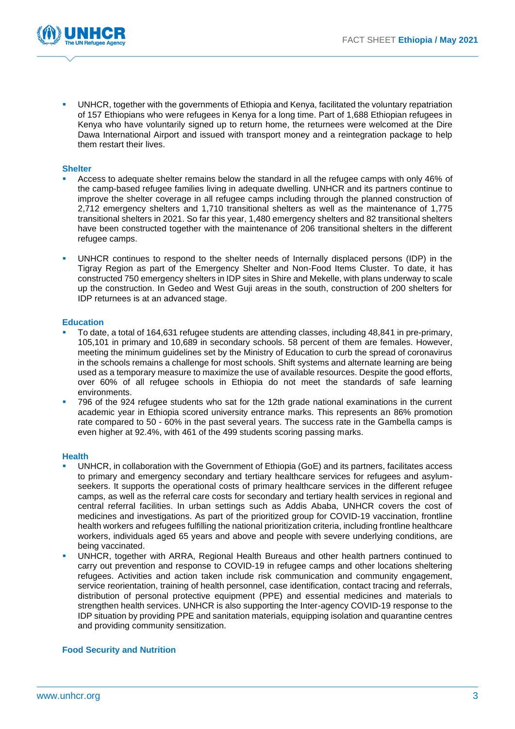- UNHCR, together with the governments of Ethiopia and Kenya, facilitated the voluntary repatriation of 157 Ethiopians who were refugees in Kenya for a long time. Part of 1,688 Ethiopian refugees in Kenya who have voluntarily signed up to return home, the returnees were welcomed at the Dire Dawa International Airport and issued with transport money and a reintegration package to help them restart their lives.

**Shelter**

- Access to adequate shelter remains below the standard in all the refugee camps with only 46% of the camp-based refugee families living in adequate dwelling. UNHCR and its partners continue to improve the shelter coverage in all refugee camps including through the planned construction of 2,712 emergency shelters and 1,710 transitional shelters as well as the maintenance of 1,775 transitional shelters in 2021. So far this year, 1,480 emergency shelters and 82 transitional shelters have been constructed together with the maintenance of 206 transitional shelters in the different refugee camps.

- UNHCR continues to respond to the shelter needs of Internally displaced persons (IDP) in the Tigray Region as part of the Emergency Shelter and Non-Food Items Cluster. To date, it has constructed 750 emergency shelters in IDP sites in Shire and Mekelle, with plans underway to scale up the construction. In Gedeo and West Guji areas in the south, construction of 200 shelters for IDP returnees is at an advanced stage.

**Education**

- To date, a total of 164,631 refugee students are attending classes, including 48,841 in pre-primary, 105,101 in primary and 10,689 in secondary schools. 58 percent of them are females. However, meeting the minimum guidelines set by the Ministry of Education to curb the spread of coronavirus in the schools remains a challenge for most schools. Shift systems and alternate learning are being used as a temporary measure to maximize the use of available resources. Despite the good efforts, over 60% of all refugee schools in Ethiopia do not meet the standards of safe learning environments.
- 796 of the 924 refugee students who sat for the 12th grade national examinations in the current academic year in Ethiopia scored university entrance marks. This represents an 86% promotion rate compared to 50 - 60% in the past several years. The success rate in the Gambella camps is even higher at 92.4%, with 461 of the 499 students scoring passing marks.

**Health**

- UNHCR, in collaboration with the Government of Ethiopia (GoE) and its partners, facilitates access to primary and emergency secondary and tertiary healthcare services for refugees and asylum-seekers. It supports the operational costs of primary healthcare services in the different refugee camps, as well as the referral care costs for secondary and tertiary health services in regional and central referral facilities. In urban settings such as Addis Ababa, UNHCR covers the cost of medicines and investigations. As part of the prioritized group for COVID-19 vaccination, frontline health workers and refugees fulfilling the national prioritization criteria, including frontline healthcare workers, individuals aged 65 years and above and people with severe underlying conditions, are being vaccinated.
- UNHCR, together with ARRA, Regional Health Bureaus and other health partners continued to carry out prevention and response to COVID-19 in refugee camps and other locations sheltering refugees. Activities and action taken include risk communication and community engagement, service reorientation, training of health personnel, case identification, contact tracing and referrals, distribution of personal protective equipment (PPE) and essential medicines and materials to strengthen health services. UNHCR is also supporting the Inter-agency COVID-19 response to the IDP situation by providing PPE and sanitation materials, equipping isolation and quarantine centres and providing community sensitization.

**Food Security and Nutrition**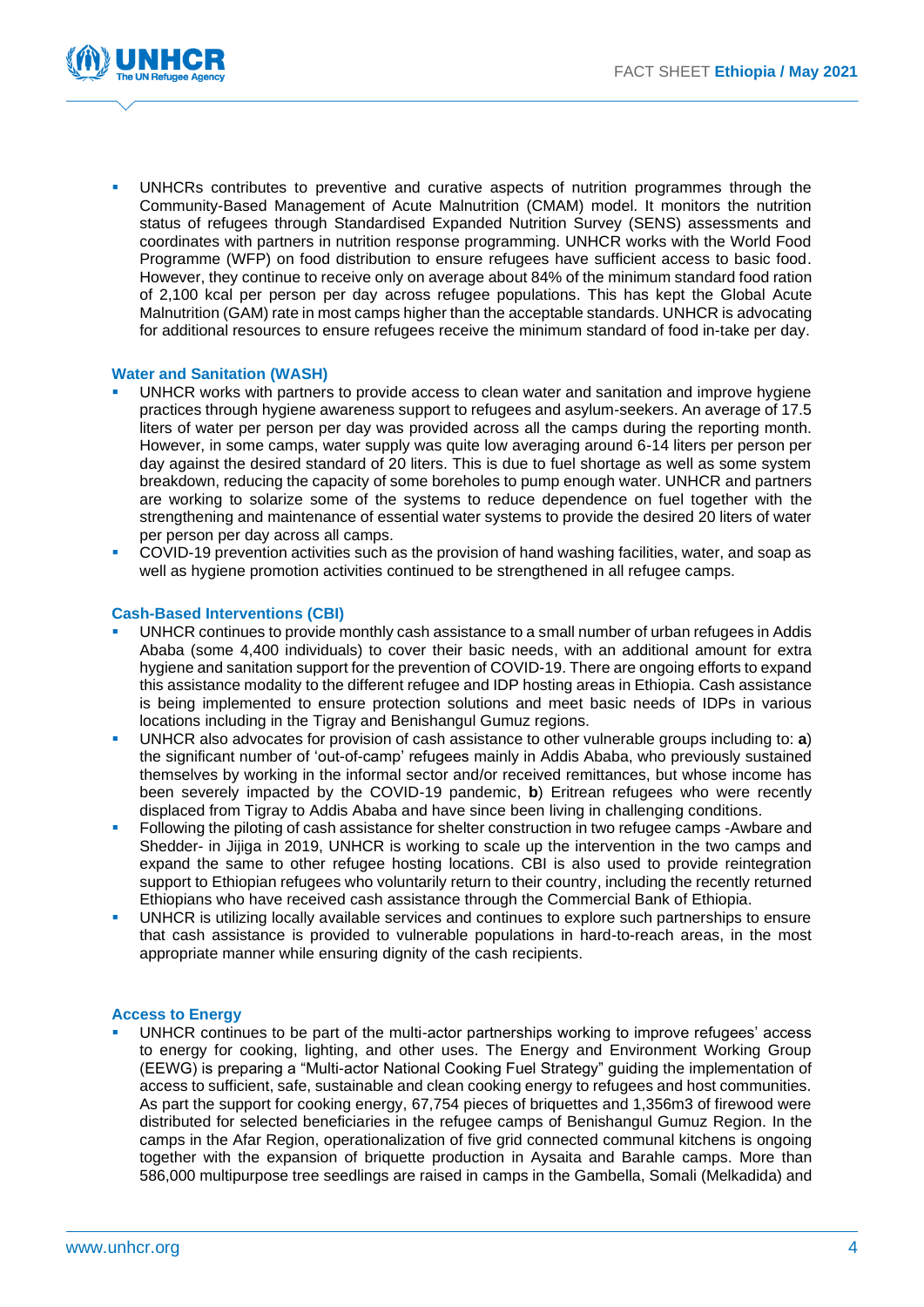- UNHCRs contributes to preventive and curative aspects of nutrition programmes through the Community-Based Management of Acute Malnutrition (CMAM) model. It monitors the nutrition status of refugees through Standardised Expanded Nutrition Survey (SENS) assessments and coordinates with partners in nutrition response programming. UNHCR works with the World Food Programme (WFP) on food distribution to ensure refugees have sufficient access to basic food. However, they continue to receive only on average about 84% of the minimum standard food ration of 2,100 kcal per person per day across refugee populations. This has kept the Global Acute Malnutrition (GAM) rate in most camps higher than the acceptable standards. UNHCR is advocating for additional resources to ensure refugees receive the minimum standard of food in-take per day.

**Water and Sanitation (WASH)**

- UNHCR works with partners to provide access to clean water and sanitation and improve hygiene practices through hygiene awareness support to refugees and asylum-seekers. An average of 17.5 liters of water per person per day was provided across all the camps during the reporting month. However, in some camps, water supply was quite low averaging around 6-14 liters per person per day against the desired standard of 20 liters. This is due to fuel shortage as well as some system breakdown, reducing the capacity of some boreholes to pump enough water. UNHCR and partners are working to solarize some of the systems to reduce dependence on fuel together with the strengthening and maintenance of essential water systems to provide the desired 20 liters of water per person per day across all camps.
- COVID-19 prevention activities such as the provision of hand washing facilities, water, and soap as well as hygiene promotion activities continued to be strengthened in all refugee camps.

**Cash-Based Interventions (CBI)**

- UNHCR continues to provide monthly cash assistance to a small number of urban refugees in Addis Ababa (some 4,400 individuals) to cover their basic needs, with an additional amount for extra hygiene and sanitation support for the prevention of COVID-19. There are ongoing efforts to expand this assistance modality to the different refugee and IDP hosting areas in Ethiopia. Cash assistance is being implemented to ensure protection solutions and meet basic needs of IDPs in various locations including in the Tigray and Benishangul Gumuz regions.
- UNHCR also advocates for provision of cash assistance to other vulnerable groups including to: **a**) the significant number of 'out-of-camp' refugees mainly in Addis Ababa, who previously sustained themselves by working in the informal sector and/or received remittances, but whose income has been severely impacted by the COVID-19 pandemic, **b**) Eritrean refugees who were recently displaced from Tigray to Addis Ababa and have since been living in challenging conditions.
- Following the piloting of cash assistance for shelter construction in two refugee camps -Awbare and Shedder- in Jijiga in 2019, UNHCR is working to scale up the intervention in the two camps and expand the same to other refugee hosting locations. CBI is also used to provide reintegration support to Ethiopian refugees who voluntarily return to their country, including the recently returned Ethiopians who have received cash assistance through the Commercial Bank of Ethiopia.
- UNHCR is utilizing locally available services and continues to explore such partnerships to ensure that cash assistance is provided to vulnerable populations in hard-to-reach areas, in the most appropriate manner while ensuring dignity of the cash recipients.

**Access to Energy**

- UNHCR continues to be part of the multi-actor partnerships working to improve refugees' access to energy for cooking, lighting, and other uses. The Energy and Environment Working Group (EEWG) is preparing a "Multi-actor National Cooking Fuel Strategy" guiding the implementation of access to sufficient, safe, sustainable and clean cooking energy to refugees and host communities. As part the support for cooking energy, 67,754 pieces of briquettes and 1,356m3 of firewood were distributed for selected beneficiaries in the refugee camps of Benishangul Gumuz Region. In the camps in the Afar Region, operationalization of five grid connected communal kitchens is ongoing together with the expansion of briquette production in Aysaita and Barahle camps. More than 586,000 multipurpose tree seedlings are raised in camps in the Gambella, Somali (Melkadida) and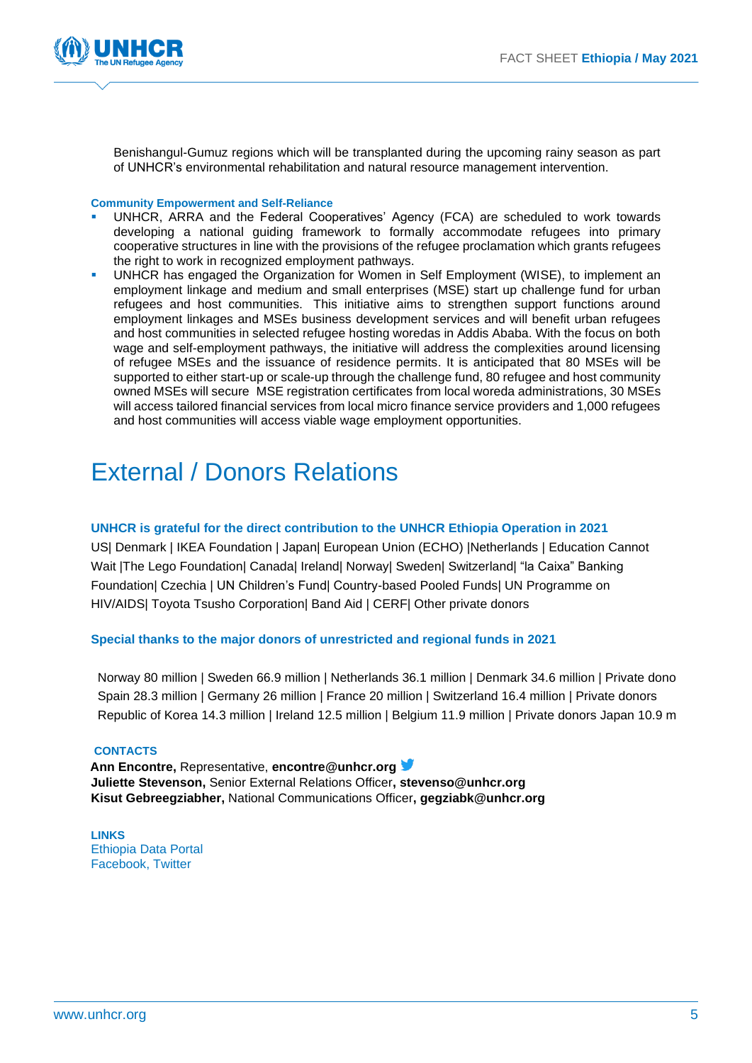Benishangul-Gumuz regions which will be transplanted during the upcoming rainy season as part of UNHCR's environmental rehabilitation and natural resource management intervention.

**Community Empowerment and Self-Reliance**

- UNHCR, ARRA and the Federal Cooperatives' Agency (FCA) are scheduled to work towards developing a national guiding framework to formally accommodate refugees into primary cooperative structures in line with the provisions of the refugee proclamation which grants refugees the right to work in recognized employment pathways.
- UNHCR has engaged the Organization for Women in Self Employment (WISE), to implement an employment linkage and medium and small enterprises (MSE) start up challenge fund for urban refugees and host communities. This initiative aims to strengthen support functions around employment linkages and MSEs business development services and will benefit urban refugees and host communities in selected refugee hosting woredas in Addis Ababa. With the focus on both wage and self-employment pathways, the initiative will address the complexities around licensing of refugee MSEs and the issuance of residence permits. It is anticipated that 80 MSEs will be supported to either start-up or scale-up through the challenge fund, 80 refugee and host community owned MSEs will secure MSE registration certificates from local woreda administrations, 30 MSEs will access tailored financial services from local micro finance service providers and 1,000 refugees and host communities will access viable wage employment opportunities.

# External / Donors Relations

**UNHCR is grateful for the direct contribution to the UNHCR Ethiopia Operation in 2021**

US| Denmark | IKEA Foundation | Japan| European Union (ECHO) |Netherlands | Education Cannot Wait |The Lego Foundation| Canada| Ireland| Norway| Sweden| Switzerland| "la Caixa" Banking Foundation| Czechia | UN Children's Fund| Country-based Pooled Funds| UN Programme on HIV/AIDS| Toyota Tsusho Corporation| Band Aid | CERF| Other private donors

**Special thanks to the major donors of unrestricted and regional funds in 2021**

Norway 80 million | Sweden 66.9 million | Netherlands 36.1 million | Denmark 34.6 million | Private dono Spain 28.3 million | Germany 26 million | France 20 million | Switzerland 16.4 million | Private donors Republic of Korea 14.3 million | Ireland 12.5 million | Belgium 11.9 million | Private donors Japan 10.9 m

**CONTACTS**

**Ann Encontre,** Representative, **encontre@unhcr.org**
**Juliette Stevenson,** Senior External Relations Officer**, stevenso@unhcr.org**
**Kisut Gebreegziabher,** National Communications Officer**, gegziabk@unhcr.org**

**LINKS**

Ethiopia Data Portal
Facebook, Twitter